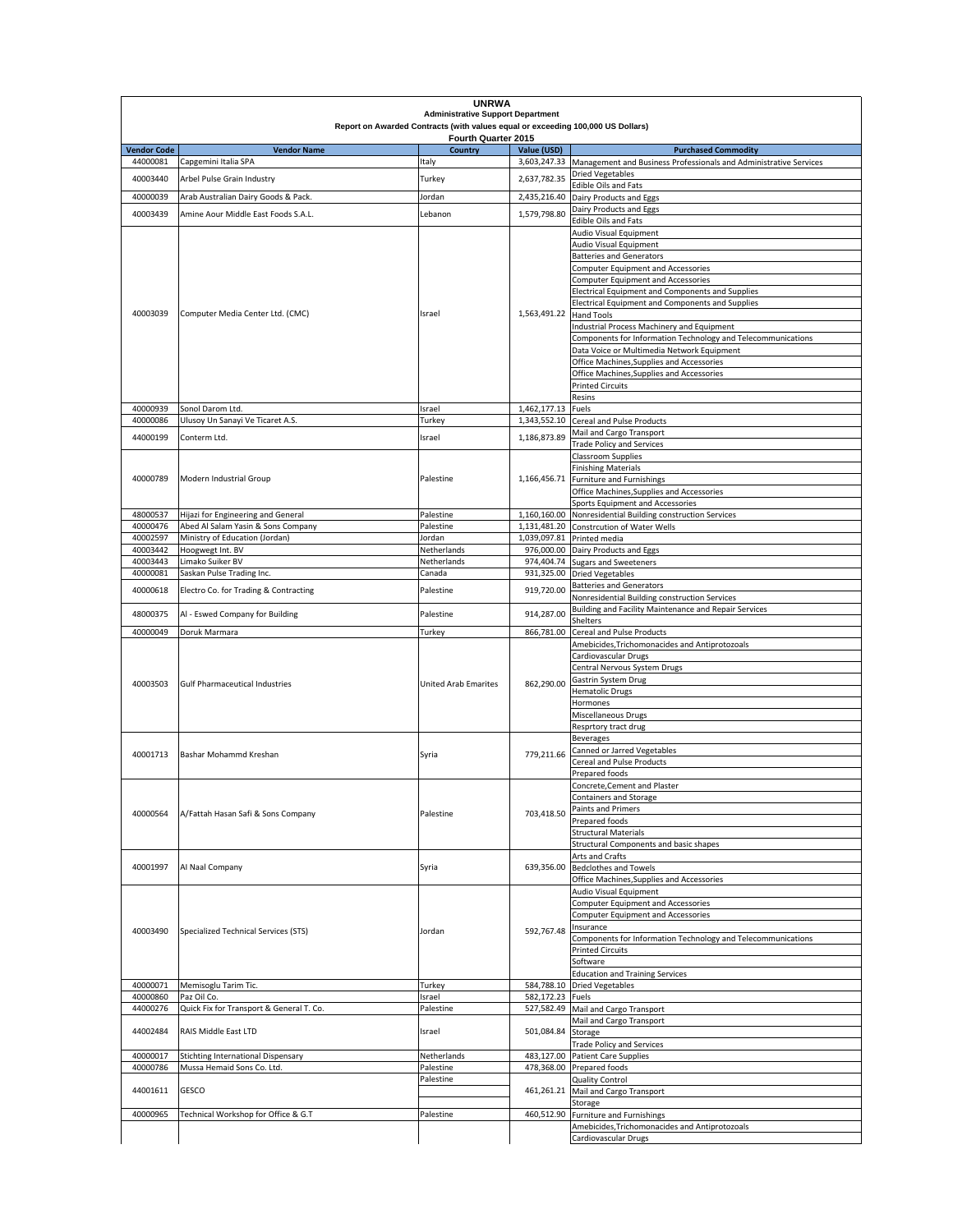# UNRWA

## Administrative Support Department

### Report on Awarded Contracts (with values equal or exceeding 100,000 US Dollars)

### Fourth Quarter 2015

| Vendor Code | Vendor Name | Country | Value (USD) | Purchased Commodity |
|---|---|---|---|---|
| 44000081 | Capgemini Italia SPA | Italy | 3,603,247.33 | Management and Business Professionals and Administrative Services |
| 40003440 | Arbel Pulse Grain Industry | Turkey | 2,637,782.35 | Dried Vegetables |
| | | | | Edible Oils and Fats |
| 40000039 | Arab Australian Dairy Goods & Pack. | Jordan | 2,435,216.40 | Dairy Products and Eggs |
| 40003439 | Amine Aour Middle East Foods S.A.L. | Lebanon | 1,579,798.80 | Dairy Products and Eggs |
| | | | | Edible Oils and Fats |
| 40003039 | Computer Media Center Ltd. (CMC) | Israel | 1,563,491.22 | Audio Visual Equipment |
| | | | | Audio Visual Equipment |
| | | | | Batteries and Generators |
| | | | | Computer Equipment and Accessories |
| | | | | Computer Equipment and Accessories |
| | | | | Electrical Equipment and Components and Supplies |
| | | | | Electrical Equipment and Components and Supplies |
| | | | | Hand Tools |
| | | | | Industrial Process Machinery and Equipment |
| | | | | Components for Information Technology and Telecommunications |
| | | | | Data Voice or Multimedia Network Equipment |
| | | | | Office Machines,Supplies and Accessories |
| | | | | Office Machines,Supplies and Accessories |
| | | | | Printed Circuits |
| | | | | Resins |
| 40000939 | Sonol Darom Ltd. | Israel | 1,462,177.13 | Fuels |
| 40000086 | Ulusoy Un Sanayi Ve Ticaret A.S. | Turkey | 1,343,552.10 | Cereal and Pulse Products |
| 44000199 | Conterm Ltd. | Israel | 1,186,873.89 | Mail and Cargo Transport |
| | | | | Trade Policy and Services |
| 40000789 | Modern Industrial Group | Palestine | 1,166,456.71 | Classroom Supplies |
| | | | | Finishing Materials |
| | | | | Furniture and Furnishings |
| | | | | Office Machines,Supplies and Accessories |
| | | | | Sports Equipment and Accessories |
| 48000537 | Hijazi for Engineering and General | Palestine | 1,160,160.00 | Nonresidential Building construction Services |
| 40000476 | Abed Al Salam Yasin & Sons Company | Palestine | 1,131,481.20 | Constrcution of Water Wells |
| 40002597 | Ministry of Education (Jordan) | Jordan | 1,039,097.81 | Printed media |
| 40003442 | Hoogwegt Int. BV | Netherlands | 976,000.00 | Dairy Products and Eggs |
| 40003443 | Limako Suiker BV | Netherlands | 974,404.74 | Sugars and Sweeteners |
| 40000081 | Saskan Pulse Trading Inc. | Canada | 931,325.00 | Dried Vegetables |
| 40000618 | Electro Co. for Trading & Contracting | Palestine | 919,720.00 | Batteries and Generators |
| | | | | Nonresidential Building construction Services |
| 48000375 | Al - Eswed Company for Building | Palestine | 914,287.00 | Building and Facility Maintenance and Repair Services |
| | | | | Shelters |
| 40000049 | Doruk Marmara | Turkey | 866,781.00 | Cereal and Pulse Products |
| 40003503 | Gulf Pharmaceutical Industries | United Arab Emarites | 862,290.00 | Amebicides,Trichomonacides and Antiprotozoals |
| | | | | Cardiovascular Drugs |
| | | | | Central Nervous System Drugs |
| | | | | Gastrin System Drug |
| | | | | Hematolic Drugs |
| | | | | Hormones |
| | | | | Miscellaneous Drugs |
| | | | | Resprtory tract drug |
| 40001713 | Bashar Mohammd Kreshan | Syria | 779,211.66 | Beverages |
| | | | | Canned or Jarred Vegetables |
| | | | | Cereal and Pulse Products |
| | | | | Prepared foods |
| 40000564 | A/Fattah Hasan Safi & Sons Company | Palestine | 703,418.50 | Concrete,Cement and Plaster |
| | | | | Containers and Storage |
| | | | | Paints and Primers |
| | | | | Prepared foods |
| | | | | Structural Materials |
| | | | | Structural Components and basic shapes |
| 40001997 | Al Naal Company | Syria | 639,356.00 | Arts and Crafts |
| | | | | Bedclothes and Towels |
| | | | | Office Machines,Supplies and Accessories |
| 40003490 | Specialized Technical Services (STS) | Jordan | 592,767.48 | Audio Visual Equipment |
| | | | | Computer Equipment and Accessories |
| | | | | Computer Equipment and Accessories |
| | | | | Insurance |
| | | | | Components for Information Technology and Telecommunications |
| | | | | Printed Circuits |
| | | | | Software |
| | | | | Education and Training Services |
| 40000071 | Memisoglu Tarim Tic. | Turkey | 584,788.10 | Dried Vegetables |
| 40000860 | Paz Oil Co. | Israel | 582,172.23 | Fuels |
| 44000276 | Quick Fix for Transport & General T. Co. | Palestine | 527,582.49 | Mail and Cargo Transport |
| 44002484 | RAIS Middle East LTD | Israel | 501,084.84 | Mail and Cargo Transport |
| | | | | Storage |
| | | | | Trade Policy and Services |
| 40000017 | Stichting International Dispensary | Netherlands | 483,127.00 | Patient Care Supplies |
| 40000786 | Mussa Hemaid Sons Co. Ltd. | Palestine | 478,368.00 | Prepared foods |
| 44001611 | GESCO | Palestine | 461,261.21 | Quality Control |
| | | | | Mail and Cargo Transport |
| | | | | Storage |
| 40000965 | Technical Workshop for Office & G.T | Palestine | 460,512.90 | Furniture and Furnishings |
| | | | | Amebicides,Trichomonacides and Antiprotozoals |
| | | | | Cardiovascular Drugs |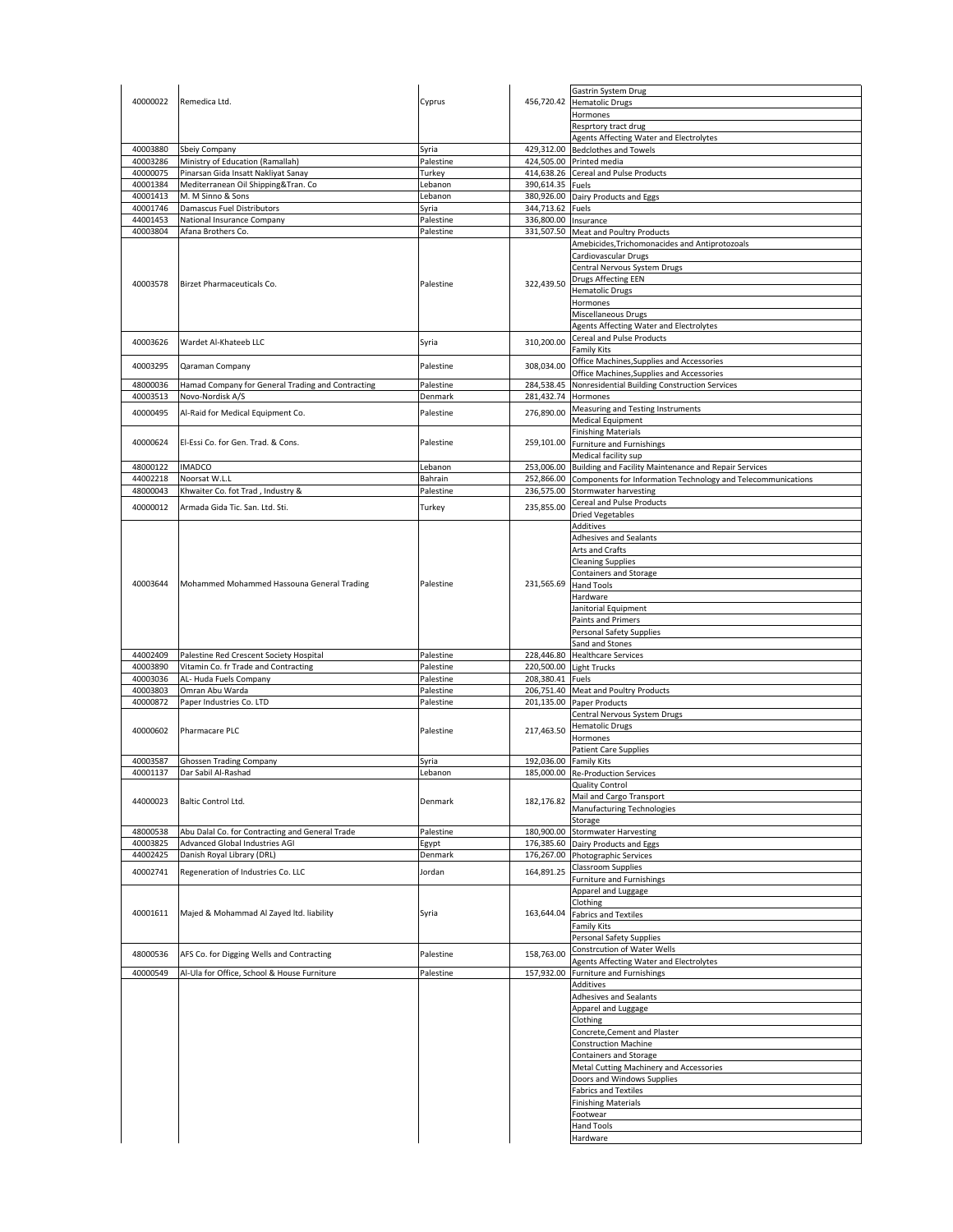| | | | | |
|---|---|---|---|---|
| 40000022 | Remedica Ltd. | Cyprus | 456,720.42 | Gastrin System Drug |
| | | | | Hematolic Drugs |
| | | | | Hormones |
| | | | | Resprtory tract drug |
| | | | | Agents Affecting Water and Electrolytes |
| 40003880 | Sbeiy Company | Syria | 429,312.00 | Bedclothes and Towels |
| 40003286 | Ministry of Education (Ramallah) | Palestine | 424,505.00 | Printed media |
| 40000075 | Pinarsan Gida Insatt Nakliyat Sanay | Turkey | 414,638.26 | Cereal and Pulse Products |
| 40001384 | Mediterranean Oil Shipping&Tran. Co | Lebanon | 390,614.35 | Fuels |
| 40001413 | M. M Sinno & Sons | Lebanon | 380,926.00 | Dairy Products and Eggs |
| 40001746 | Damascus Fuel Distributors | Syria | 344,713.62 | Fuels |
| 44001453 | National Insurance Company | Palestine | 336,800.00 | Insurance |
| 40003804 | Afana Brothers Co. | Palestine | 331,507.50 | Meat and Poultry Products |
| 40003578 | Birzet Pharmaceuticals Co. | Palestine | 322,439.50 | Amebicides,Trichomonacides and Antiprotozoals |
| | | | | Cardiovascular Drugs |
| | | | | Central Nervous System Drugs |
| | | | | Drugs Affecting EEN |
| | | | | Hematolic Drugs |
| | | | | Hormones |
| | | | | Miscellaneous Drugs |
| | | | | Agents Affecting Water and Electrolytes |
| 40003626 | Wardet Al-Khateeb LLC | Syria | 310,200.00 | Cereal and Pulse Products |
| | | | | Family Kits |
| 40003295 | Qaraman Company | Palestine | 308,034.00 | Office Machines,Supplies and Accessories |
| | | | | Office Machines,Supplies and Accessories |
| 48000036 | Hamad Company for General Trading and Contracting | Palestine | 284,538.45 | Nonresidential Building Construction Services |
| 40003513 | Novo-Nordisk A/S | Denmark | 281,432.74 | Hormones |
| 40000495 | Al-Raid for Medical Equipment Co. | Palestine | 276,890.00 | Measuring and Testing Instruments |
| | | | | Medical Equipment |
| 40000624 | El-Essi Co. for Gen. Trad. & Cons. | Palestine | 259,101.00 | Finishing Materials |
| | | | | Furniture and Furnishings |
| | | | | Medical facility sup |
| 48000122 | IMADCO | Lebanon | 253,006.00 | Building and Facility Maintenance and Repair Services |
| 44002218 | Noorsat W.L.L | Bahrain | 252,866.00 | Components for Information Technology and Telecommunications |
| 48000043 | Khwaiter Co. fot Trad , Industry & | Palestine | 236,575.00 | Stormwater harvesting |
| 40000012 | Armada Gida Tic. San. Ltd. Sti. | Turkey | 235,855.00 | Cereal and Pulse Products |
| | | | | Dried Vegetables |
| 40003644 | Mohammed Mohammed Hassouna General Trading | Palestine | 231,565.69 | Additives |
| | | | | Adhesives and Sealants |
| | | | | Arts and Crafts |
| | | | | Cleaning Supplies |
| | | | | Containers and Storage |
| | | | | Hand Tools |
| | | | | Hardware |
| | | | | Janitorial Equipment |
| | | | | Paints and Primers |
| | | | | Personal Safety Supplies |
| | | | | Sand and Stones |
| 44002409 | Palestine Red Crescent Society Hospital | Palestine | 228,446.80 | Healthcare Services |
| 40003890 | Vitamin Co. fr Trade and Contracting | Palestine | 220,500.00 | Light Trucks |
| 40003036 | AL- Huda Fuels Company | Palestine | 208,380.41 | Fuels |
| 40003803 | Omran Abu Warda | Palestine | 206,751.40 | Meat and Poultry Products |
| 40000872 | Paper Industries Co. LTD | Palestine | 201,135.00 | Paper Products |
| 40000602 | Pharmacare PLC | Palestine | 217,463.50 | Central Nervous System Drugs |
| | | | | Hematolic Drugs |
| | | | | Hormones |
| | | | | Patient Care Supplies |
| 40003587 | Ghossen Trading Company | Syria | 192,036.00 | Family Kits |
| 40001137 | Dar Sabil Al-Rashad | Lebanon | 185,000.00 | Re-Production Services |
| 44000023 | Baltic Control Ltd. | Denmark | 182,176.82 | Quality Control |
| | | | | Mail and Cargo Transport |
| | | | | Manufacturing Technologies |
| | | | | Storage |
| 48000538 | Abu Dalal Co. for Contracting and General Trade | Palestine | 180,900.00 | Stormwater Harvesting |
| 40003825 | Advanced Global Industries AGI | Egypt | 176,385.60 | Dairy Products and Eggs |
| 44002425 | Danish Royal Library (DRL) | Denmark | 176,267.00 | Photographic Services |
| 40002741 | Regeneration of Industries Co. LLC | Jordan | 164,891.25 | Classroom Supplies |
| | | | | Furniture and Furnishings |
| 40001611 | Majed & Mohammad Al Zayed ltd. liability | Syria | 163,644.04 | Apparel and Luggage |
| | | | | Clothing |
| | | | | Fabrics and Textiles |
| | | | | Family Kits |
| | | | | Personal Safety Supplies |
| 48000536 | AFS Co. for Digging Wells and Contracting | Palestine | 158,763.00 | Constrcution of Water Wells |
| | | | | Agents Affecting Water and Electrolytes |
| 40000549 | Al-Ula for Office, School & House Furniture | Palestine | 157,932.00 | Furniture and Furnishings |
| | | | | Additives |
| | | | | Adhesives and Sealants |
| | | | | Apparel and Luggage |
| | | | | Clothing |
| | | | | Concrete,Cement and Plaster |
| | | | | Construction Machine |
| | | | | Containers and Storage |
| | | | | Metal Cutting Machinery and Accessories |
| | | | | Doors and Windows Supplies |
| | | | | Fabrics and Textiles |
| | | | | Finishing Materials |
| | | | | Footwear |
| | | | | Hand Tools |
| | | | | Hardware |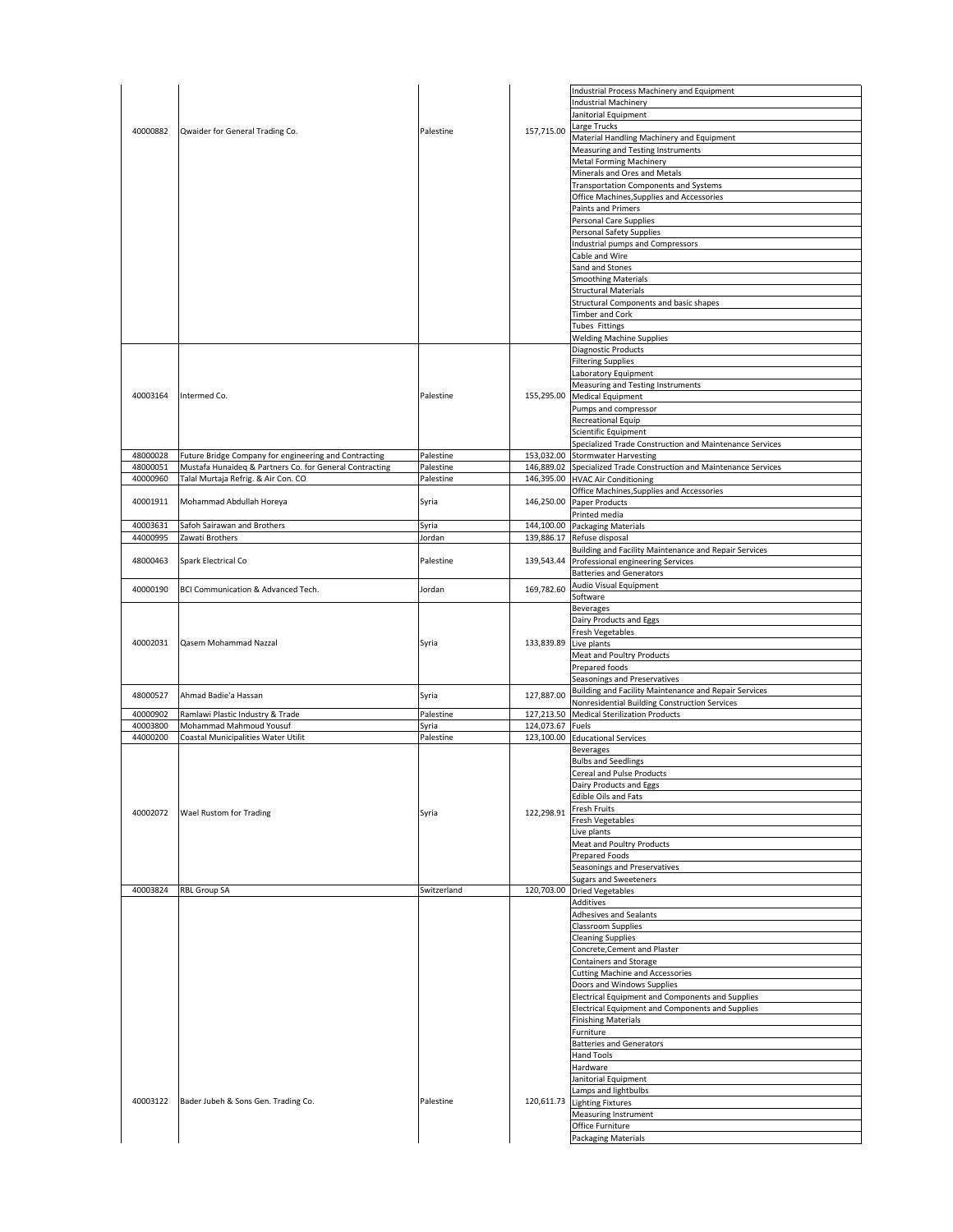| | | | | |
|---|---|---|---|---|
| 40000882 | Qwaider for General Trading Co. | Palestine | 157,715.00 | Industrial Process Machinery and Equipment<br>Industrial Machinery<br>Janitorial Equipment<br>Large Trucks<br>Material Handling Machinery and Equipment<br>Measuring and Testing Instruments<br>Metal Forming Machinery<br>Minerals and Ores and Metals<br>Transportation Components and Systems<br>Office Machines,Supplies and Accessories<br>Paints and Primers<br>Personal Care Supplies<br>Personal Safety Supplies<br>Industrial pumps and Compressors<br>Cable and Wire<br>Sand and Stones<br>Smoothing Materials<br>Structural Materials<br>Structural Components and basic shapes<br>Timber and Cork<br>Tubes Fittings<br>Welding Machine Supplies |
| 40003164 | Intermed Co. | Palestine | 155,295.00 | Diagnostic Products<br>Filtering Supplies<br>Laboratory Equipment<br>Measuring and Testing Instruments<br>Medical Equipment<br>Pumps and compressor<br>Recreational Equip<br>Scientific Equipment<br>Specialized Trade Construction and Maintenance Services |
| 48000028 | Future Bridge Company for engineering and Contracting | Palestine | 153,032.00 | Stormwater Harvesting |
| 48000051 | Mustafa Hunaideq & Partners Co. for General Contracting | Palestine | 146,889.02 | Specialized Trade Construction and Maintenance Services |
| 40000960 | Talal Murtaja Refrig. & Air Con. CO | Palestine | 146,395.00 | HVAC Air Conditioning |
| 40001911 | Mohammad Abdullah Horeya | Syria | 146,250.00 | Office Machines,Supplies and Accessories<br>Paper Products<br>Printed media |
| 40003631 | Safoh Sairawan and Brothers | Syria | 144,100.00 | Packaging Materials |
| 44000995 | Zawati Brothers | Jordan | 139,886.17 | Refuse disposal |
| 48000463 | Spark Electrical Co | Palestine | 139,543.44 | Building and Facility Maintenance and Repair Services<br>Professional engineering Services<br>Batteries and Generators |
| 40000190 | BCI Communication & Advanced Tech. | Jordan | 169,782.60 | Audio Visual Equipment<br>Software |
| 40002031 | Qasem Mohammad Nazzal | Syria | 133,839.89 | Beverages<br>Dairy Products and Eggs<br>Fresh Vegetables<br>Live plants<br>Meat and Poultry Products<br>Prepared foods<br>Seasonings and Preservatives |
| 48000527 | Ahmad Badie'a Hassan | Syria | 127,887.00 | Building and Facility Maintenance and Repair Services<br>Nonresidential Building Construction Services |
| 40000902 | Ramlawi Plastic Industry & Trade | Palestine | 127,213.50 | Medical Sterilization Products |
| 40003800 | Mohammad Mahmoud Yousuf | Syria | 124,073.67 | Fuels |
| 44000200 | Coastal Municipalities Water Utilit | Palestine | 123,100.00 | Educational Services |
| 40002072 | Wael Rustom for Trading | Syria | 122,298.91 | Beverages<br>Bulbs and Seedlings<br>Cereal and Pulse Products<br>Dairy Products and Eggs<br>Edible Oils and Fats<br>Fresh Fruits<br>Fresh Vegetables<br>Live plants<br>Meat and Poultry Products<br>Prepared Foods<br>Seasonings and Preservatives<br>Sugars and Sweeteners |
| 40003824 | RBL Group SA | Switzerland | 120,703.00 | Dried Vegetables |
| 40003122 | Bader Jubeh & Sons Gen. Trading Co. | Palestine | 120,611.73 | Additives<br>Adhesives and Sealants<br>Classroom Supplies<br>Cleaning Supplies<br>Concrete,Cement and Plaster<br>Containers and Storage<br>Cutting Machine and Accessories<br>Doors and Windows Supplies<br>Electrical Equipment and Components and Supplies<br>Electrical Equipment and Components and Supplies<br>Finishing Materials<br>Furniture<br>Batteries and Generators<br>Hand Tools<br>Hardware<br>Janitorial Equipment<br>Lamps and lightbulbs<br>Lighting Fixtures<br>Measuring Instrument<br>Office Furniture<br>Packaging Materials |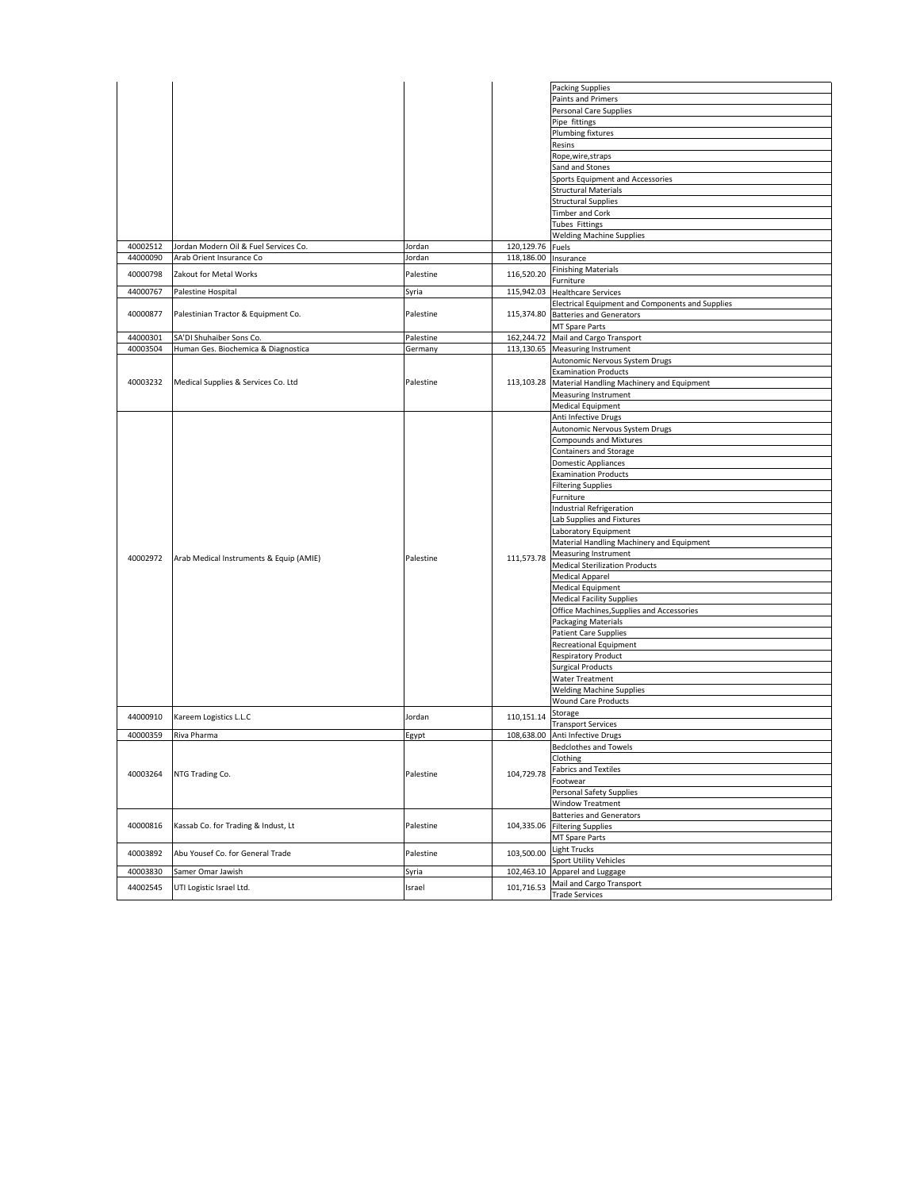| | | | | |
|---|---|---|---|---|
| | | | | Packing Supplies |
| | | | | Paints and Primers |
| | | | | Personal Care Supplies |
| | | | | Pipe fittings |
| | | | | Plumbing fixtures |
| | | | | Resins |
| | | | | Rope,wire,straps |
| | | | | Sand and Stones |
| | | | | Sports Equipment and Accessories |
| | | | | Structural Materials |
| | | | | Structural Supplies |
| | | | | Timber and Cork |
| | | | | Tubes Fittings |
| | | | | Welding Machine Supplies |
| 40002512 | Jordan Modern Oil & Fuel Services Co. | Jordan | 120,129.76 | Fuels |
| 44000090 | Arab Orient Insurance Co | Jordan | 118,186.00 | Insurance |
| 40000798 | Zakout for Metal Works | Palestine | 116,520.20 | Finishing Materials |
| | | | | Furniture |
| 44000767 | Palestine Hospital | Syria | 115,942.03 | Healthcare Services |
| 40000877 | Palestinian Tractor & Equipment Co. | Palestine | 115,374.80 | Electrical Equipment and Components and Supplies |
| | | | | Batteries and Generators |
| | | | | MT Spare Parts |
| 44000301 | SA'DI Shuhaiber Sons Co. | Palestine | 162,244.72 | Mail and Cargo Transport |
| 40003504 | Human Ges. Biochemica & Diagnostica | Germany | 113,130.65 | Measuring Instrument |
| 40003232 | Medical Supplies & Services Co. Ltd | Palestine | 113,103.28 | Autonomic Nervous System Drugs |
| | | | | Examination Products |
| | | | | Material Handling Machinery and Equipment |
| | | | | Measuring Instrument |
| | | | | Medical Equipment |
| 40002972 | Arab Medical Instruments & Equip (AMIE) | Palestine | 111,573.78 | Anti Infective Drugs |
| | | | | Autonomic Nervous System Drugs |
| | | | | Compounds and Mixtures |
| | | | | Containers and Storage |
| | | | | Domestic Appliances |
| | | | | Examination Products |
| | | | | Filtering Supplies |
| | | | | Furniture |
| | | | | Industrial Refrigeration |
| | | | | Lab Supplies and Fixtures |
| | | | | Laboratory Equipment |
| | | | | Material Handling Machinery and Equipment |
| | | | | Measuring Instrument |
| | | | | Medical Sterilization Products |
| | | | | Medical Apparel |
| | | | | Medical Equipment |
| | | | | Medical Facility Supplies |
| | | | | Office Machines,Supplies and Accessories |
| | | | | Packaging Materials |
| | | | | Patient Care Supplies |
| | | | | Recreational Equipment |
| | | | | Respiratory Product |
| | | | | Surgical Products |
| | | | | Water Treatment |
| | | | | Welding Machine Supplies |
| | | | | Wound Care Products |
| 44000910 | Kareem Logistics L.L.C | Jordan | 110,151.14 | Storage |
| | | | | Transport Services |
| 40000359 | Riva Pharma | Egypt | 108,638.00 | Anti Infective Drugs |
| 40003264 | NTG Trading Co. | Palestine | 104,729.78 | Bedclothes and Towels |
| | | | | Clothing |
| | | | | Fabrics and Textiles |
| | | | | Footwear |
| | | | | Personal Safety Supplies |
| | | | | Window Treatment |
| 40000816 | Kassab Co. for Trading & Indust, Lt | Palestine | 104,335.06 | Batteries and Generators |
| | | | | Filtering Supplies |
| | | | | MT Spare Parts |
| 40003892 | Abu Yousef Co. for General Trade | Palestine | 103,500.00 | Light Trucks |
| | | | | Sport Utility Vehicles |
| 40003830 | Samer Omar Jawish | Syria | 102,463.10 | Apparel and Luggage |
| 44002545 | UTI Logistic Israel Ltd. | Israel | 101,716.53 | Mail and Cargo Transport |
| | | | | Trade Services |